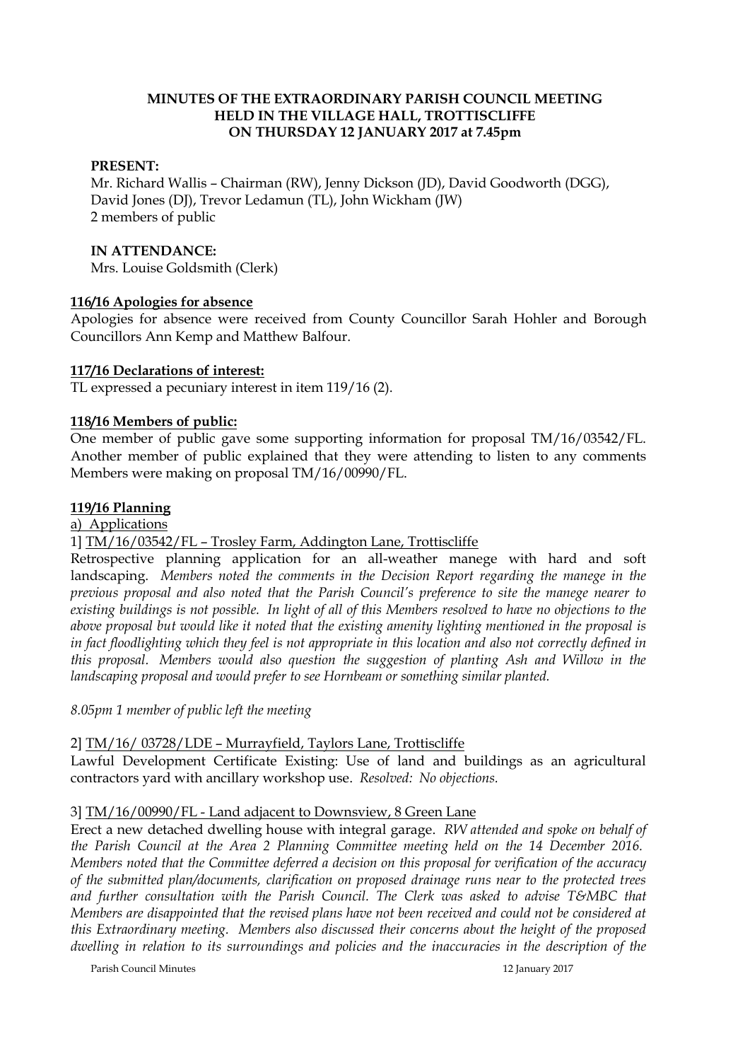**MINUTES OF THE EXTRAORDINARY PARISH COUNCIL MEETING HELD IN THE VILLAGE HALL, TROTTISCLIFFE ON THURSDAY 12 JANUARY 2017 at 7.45pm**

**PRESENT:**

Mr. Richard Wallis – Chairman (RW), Jenny Dickson (JD), David Goodworth (DGG), David Jones (DJ), Trevor Ledamun (TL), John Wickham (JW)
2 members of public

**IN ATTENDANCE:**

Mrs. Louise Goldsmith (Clerk)

**116/16 Apologies for absence**

Apologies for absence were received from County Councillor Sarah Hohler and Borough Councillors Ann Kemp and Matthew Balfour.

**117/16 Declarations of interest:**

TL expressed a pecuniary interest in item 119/16 (2).

**118/16 Members of public:**

One member of public gave some supporting information for proposal TM/16/03542/FL. Another member of public explained that they were attending to listen to any comments Members were making on proposal TM/16/00990/FL.

**119/16 Planning**

a) Applications

1] TM/16/03542/FL – Trosley Farm, Addington Lane, Trottiscliffe

Retrospective planning application for an all-weather manege with hard and soft landscaping. *Members noted the comments in the Decision Report regarding the manege in the previous proposal and also noted that the Parish Council's preference to site the manege nearer to existing buildings is not possible. In light of all of this Members resolved to have no objections to the above proposal but would like it noted that the existing amenity lighting mentioned in the proposal is in fact floodlighting which they feel is not appropriate in this location and also not correctly defined in this proposal. Members would also question the suggestion of planting Ash and Willow in the landscaping proposal and would prefer to see Hornbeam or something similar planted.*

*8.05pm 1 member of public left the meeting*

2] TM/16/ 03728/LDE – Murrayfield, Taylors Lane, Trottiscliffe

Lawful Development Certificate Existing: Use of land and buildings as an agricultural contractors yard with ancillary workshop use. *Resolved: No objections.*

3] TM/16/00990/FL - Land adjacent to Downsview, 8 Green Lane

Erect a new detached dwelling house with integral garage. *RW attended and spoke on behalf of the Parish Council at the Area 2 Planning Committee meeting held on the 14 December 2016. Members noted that the Committee deferred a decision on this proposal for verification of the accuracy of the submitted plan/documents, clarification on proposed drainage runs near to the protected trees and further consultation with the Parish Council. The Clerk was asked to advise T&MBC that Members are disappointed that the revised plans have not been received and could not be considered at this Extraordinary meeting. Members also discussed their concerns about the height of the proposed dwelling in relation to its surroundings and policies and the inaccuracies in the description of the*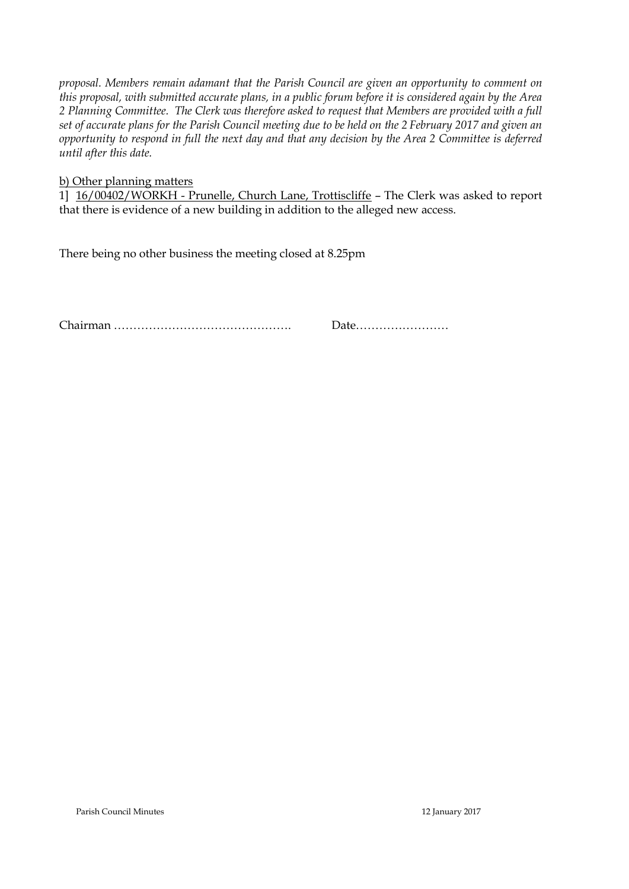*proposal. Members remain adamant that the Parish Council are given an opportunity to comment on this proposal, with submitted accurate plans, in a public forum before it is considered again by the Area 2 Planning Committee. The Clerk was therefore asked to request that Members are provided with a full set of accurate plans for the Parish Council meeting due to be held on the 2 February 2017 and given an opportunity to respond in full the next day and that any decision by the Area 2 Committee is deferred until after this date.*

b) Other planning matters

1] 16/00402/WORKH - Prunelle, Church Lane, Trottiscliffe – The Clerk was asked to report that there is evidence of a new building in addition to the alleged new access.

There being no other business the meeting closed at 8.25pm

Chairman ………………………………………. Date……………………